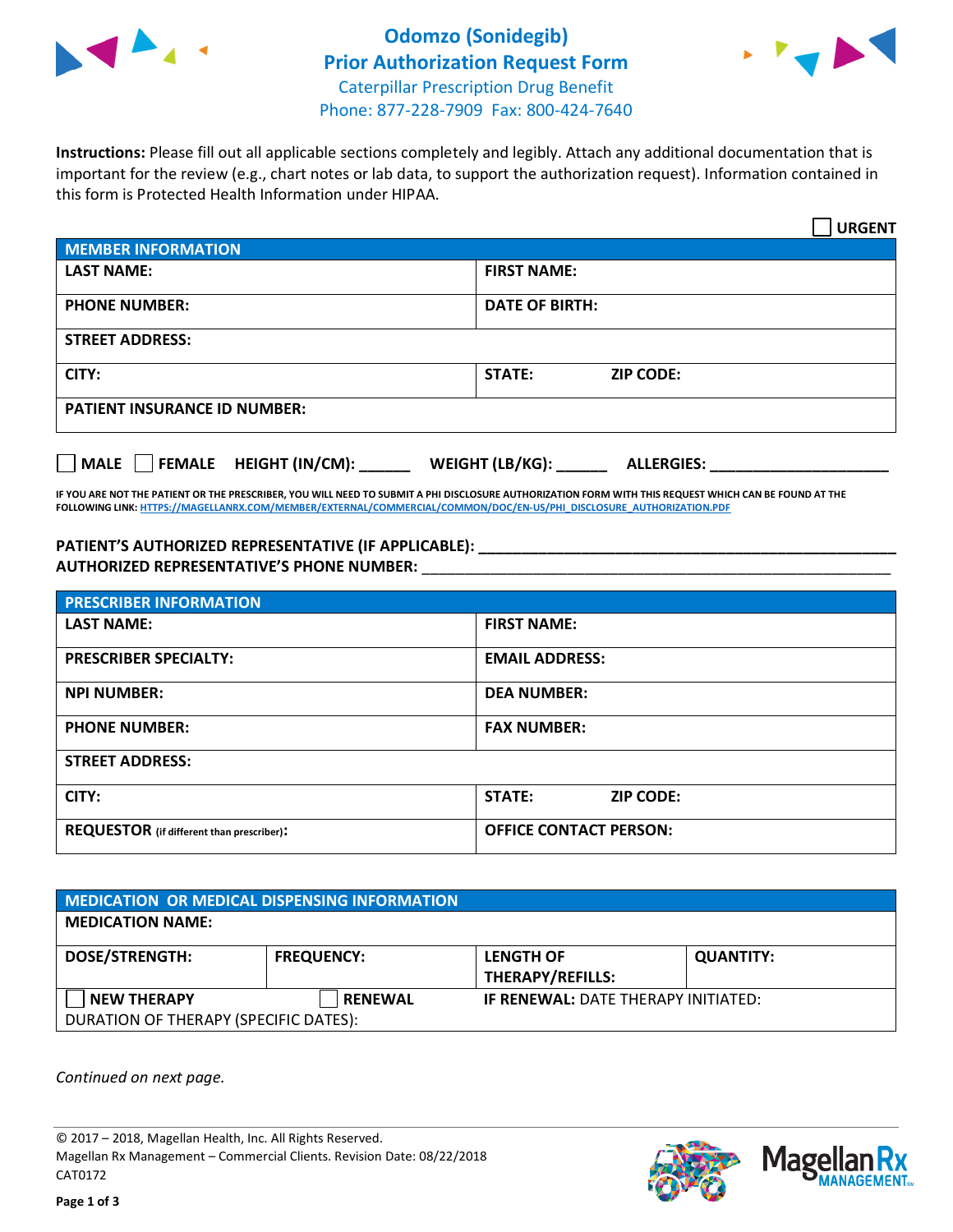# Odomzo (Sonidegib)
## Prior Authorization Request Form

Caterpillar Prescription Drug Benefit
Phone: 877-228-7909 Fax: 800-424-7640

**Instructions:** Please fill out all applicable sections completely and legibly. Attach any additional documentation that is important for the review (e.g., chart notes or lab data, to support the authorization request). Information contained in this form is Protected Health Information under HIPAA.

☐ **URGENT**

| **MEMBER INFORMATION** | |
|---|---|
| **LAST NAME:** | **FIRST NAME:** |
| **PHONE NUMBER:** | **DATE OF BIRTH:** |
| **STREET ADDRESS:** | |
| **CITY:** | **STATE:** **ZIP CODE:** |
| **PATIENT INSURANCE ID NUMBER:** | |

☐ **MALE** ☐ **FEMALE** **HEIGHT (IN/CM):** ______ **WEIGHT (LB/KG):** ______ **ALLERGIES:** ____________________

**IF YOU ARE NOT THE PATIENT OR THE PRESCRIBER, YOU WILL NEED TO SUBMIT A PHI DISCLOSURE AUTHORIZATION FORM WITH THIS REQUEST WHICH CAN BE FOUND AT THE FOLLOWING LINK: HTTPS://MAGELLANRX.COM/MEMBER/EXTERNAL/COMMERCIAL/COMMON/DOC/EN-US/PHI_DISCLOSURE_AUTHORIZATION.PDF**

**PATIENT'S AUTHORIZED REPRESENTATIVE (IF APPLICABLE):** ________________________________
**AUTHORIZED REPRESENTATIVE'S PHONE NUMBER:** ________________________________

| **PRESCRIBER INFORMATION** | |
|---|---|
| **LAST NAME:** | **FIRST NAME:** |
| **PRESCRIBER SPECIALTY:** | **EMAIL ADDRESS:** |
| **NPI NUMBER:** | **DEA NUMBER:** |
| **PHONE NUMBER:** | **FAX NUMBER:** |
| **STREET ADDRESS:** | |
| **CITY:** | **STATE:** **ZIP CODE:** |
| **REQUESTOR** (if different than prescriber)**:** | **OFFICE CONTACT PERSON:** |

| **MEDICATION OR MEDICAL DISPENSING INFORMATION** | | | |
|---|---|---|---|
| **MEDICATION NAME:** | | | |
| **DOSE/STRENGTH:** | **FREQUENCY:** | **LENGTH OF THERAPY/REFILLS:** | **QUANTITY:** |
| ☐ **NEW THERAPY** | ☐ **RENEWAL** | **IF RENEWAL:** DATE THERAPY INITIATED: | |
| DURATION OF THERAPY (SPECIFIC DATES): | | | |

*Continued on next page.*

© 2017 – 2018, Magellan Health, Inc. All Rights Reserved.
Magellan Rx Management – Commercial Clients. Revision Date: 08/22/2018
CAT0172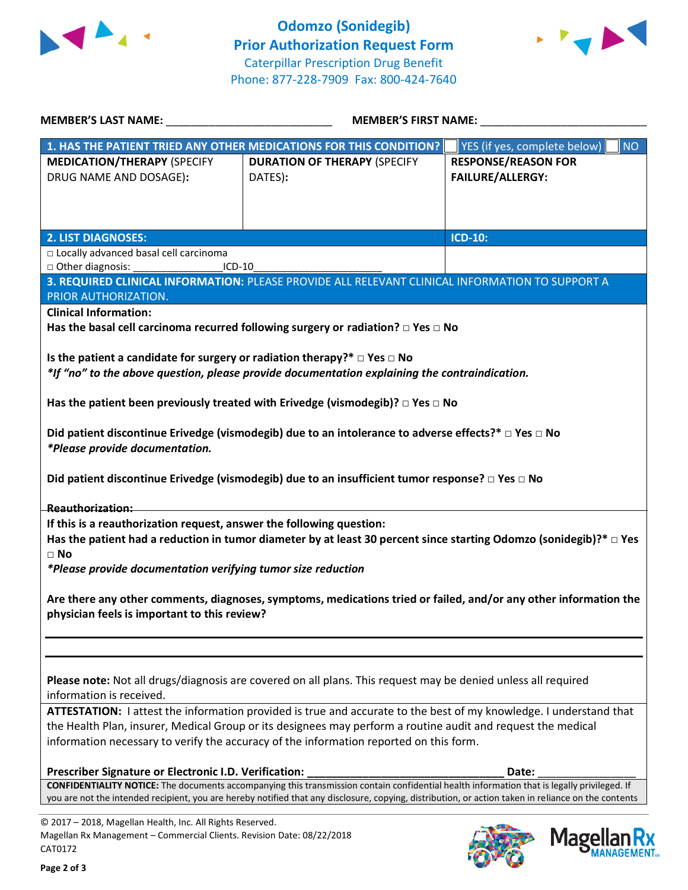# Odomzo (Sonidegib) Prior Authorization Request Form

Caterpillar Prescription Drug Benefit
Phone: 877-228-7909 Fax: 800-424-7640

**MEMBER'S LAST NAME:** ___________________________ **MEMBER'S FIRST NAME:** ___________________________

| **1. HAS THE PATIENT TRIED ANY OTHER MEDICATIONS FOR THIS CONDITION?** | | ☐ YES (if yes, complete below) ☐ NO |
|---|---|---|
| **MEDICATION/THERAPY** (SPECIFY DRUG NAME AND DOSAGE): | **DURATION OF THERAPY** (SPECIFY DATES): | **RESPONSE/REASON FOR FAILURE/ALLERGY:** |
| | | |

| **2. LIST DIAGNOSES:** | **ICD-10:** |
|---|---|
| □ Locally advanced basal cell carcinoma<br>□ Other diagnosis: _______________ICD-10_____________________ | |

**3. REQUIRED CLINICAL INFORMATION:** PLEASE PROVIDE ALL RELEVANT CLINICAL INFORMATION TO SUPPORT A PRIOR AUTHORIZATION.

**Clinical Information:**

**Has the basal cell carcinoma recurred following surgery or radiation? □ Yes □ No**

**Is the patient a candidate for surgery or radiation therapy?\* □ Yes □ No**
***If "no" to the above question, please provide documentation explaining the contraindication.***

**Has the patient been previously treated with Erivedge (vismodegib)? □ Yes □ No**

**Did patient discontinue Erivedge (vismodegib) due to an intolerance to adverse effects?\* □ Yes □ No**
***Please provide documentation.***

**Did patient discontinue Erivedge (vismodegib) due to an insufficient tumor response? □ Yes □ No**

**Reauthorization:**

**If this is a reauthorization request, answer the following question:**
**Has the patient had a reduction in tumor diameter by at least 30 percent since starting Odomzo (sonidegib)?\* □ Yes □ No**
***Please provide documentation verifying tumor size reduction***

**Are there any other comments, diagnoses, symptoms, medications tried or failed, and/or any other information the physician feels is important to this review?**

_______________________________________________________________________________

_______________________________________________________________________________

**Please note:** Not all drugs/diagnosis are covered on all plans. This request may be denied unless all required information is received.

**ATTESTATION:** I attest the information provided is true and accurate to the best of my knowledge. I understand that the Health Plan, insurer, Medical Group or its designees may perform a routine audit and request the medical information necessary to verify the accuracy of the information reported on this form.

**Prescriber Signature or Electronic I.D. Verification:** _________________________________ **Date:** ________________

**CONFIDENTIALITY NOTICE:** The documents accompanying this transmission contain confidential health information that is legally privileged. If you are not the intended recipient, you are hereby notified that any disclosure, copying, distribution, or action taken in reliance on the contents

© 2017 – 2018, Magellan Health, Inc. All Rights Reserved.
Magellan Rx Management – Commercial Clients. Revision Date: 08/22/2018
CAT0172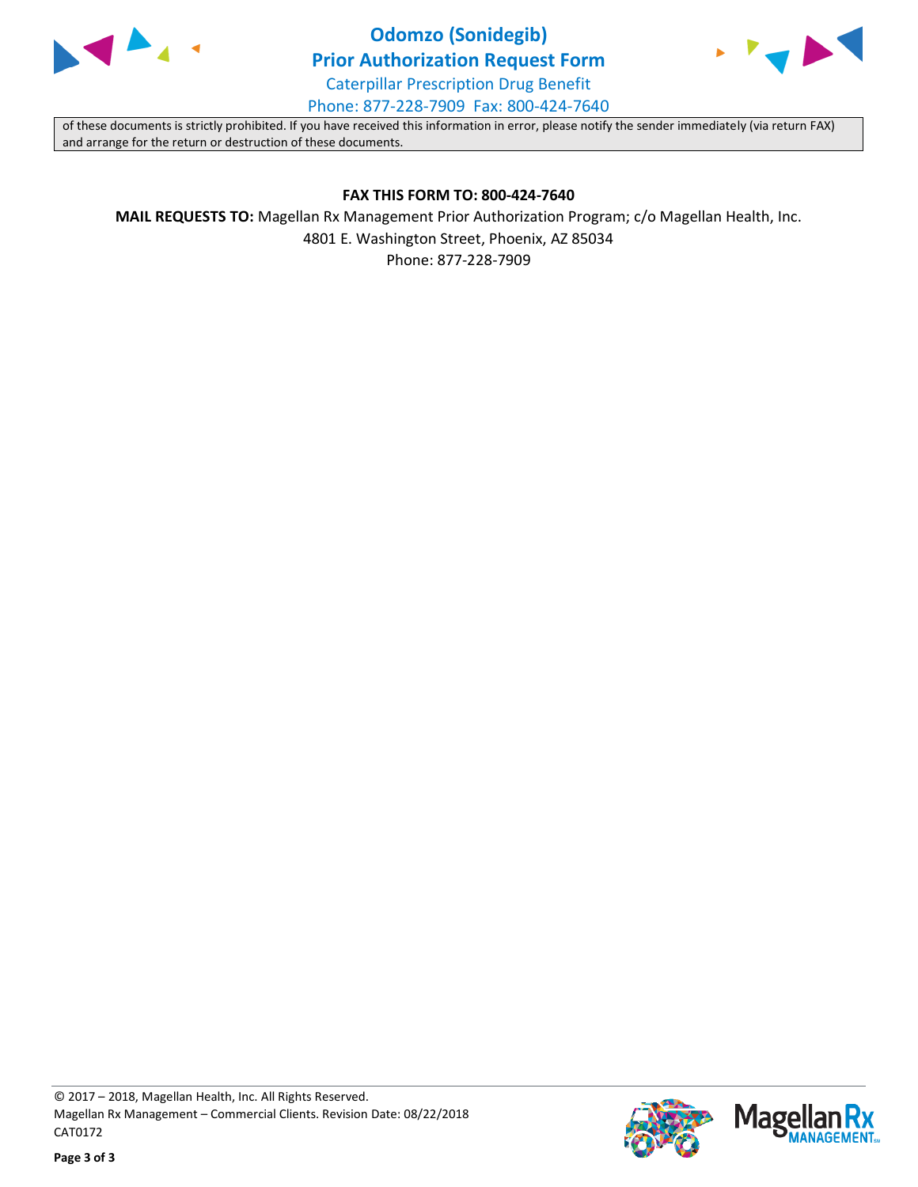of these documents is strictly prohibited. If you have received this information in error, please notify the sender immediately (via return FAX) and arrange for the return or destruction of these documents.

**FAX THIS FORM TO: 800-424-7640**

**MAIL REQUESTS TO:** Magellan Rx Management Prior Authorization Program; c/o Magellan Health, Inc.
4801 E. Washington Street, Phoenix, AZ 85034
Phone: 877-228-7909

© 2017 – 2018, Magellan Health, Inc. All Rights Reserved.
Magellan Rx Management – Commercial Clients. Revision Date: 08/22/2018
CAT0172